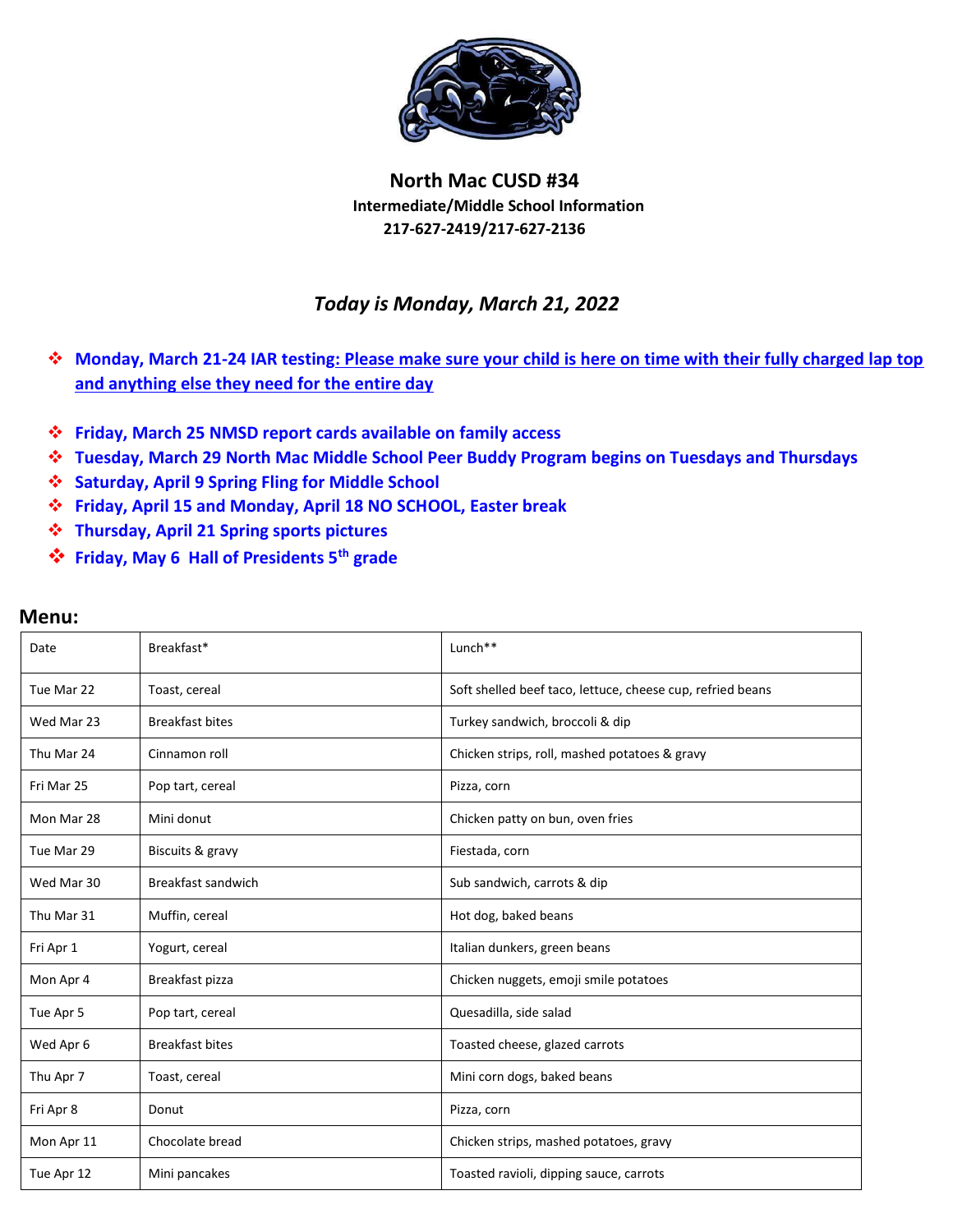# North Mac CUSD #34

**Intermediate/Middle School Information**

**217-627-2419/217-627-2136**

***Today is Monday, March 21, 2022***

- **Monday, March 21-24 IAR testing: Please make sure your child is here on time with their fully charged lap top and anything else they need for the entire day**
- **Friday, March 25 NMSD report cards available on family access**
- **Tuesday, March 29 North Mac Middle School Peer Buddy Program begins on Tuesdays and Thursdays**
- **Saturday, April 9 Spring Fling for Middle School**
- **Friday, April 15 and Monday, April 18 NO SCHOOL, Easter break**
- **Thursday, April 21 Spring sports pictures**
- **Friday, May 6 Hall of Presidents 5th grade**

## Menu:

| Date | Breakfast* | Lunch** |
|---|---|---|
| Tue Mar 22 | Toast, cereal | Soft shelled beef taco, lettuce, cheese cup, refried beans |
| Wed Mar 23 | Breakfast bites | Turkey sandwich, broccoli & dip |
| Thu Mar 24 | Cinnamon roll | Chicken strips, roll, mashed potatoes & gravy |
| Fri Mar 25 | Pop tart, cereal | Pizza, corn |
| Mon Mar 28 | Mini donut | Chicken patty on bun, oven fries |
| Tue Mar 29 | Biscuits & gravy | Fiestada, corn |
| Wed Mar 30 | Breakfast sandwich | Sub sandwich, carrots & dip |
| Thu Mar 31 | Muffin, cereal | Hot dog, baked beans |
| Fri Apr 1 | Yogurt, cereal | Italian dunkers, green beans |
| Mon Apr 4 | Breakfast pizza | Chicken nuggets, emoji smile potatoes |
| Tue Apr 5 | Pop tart, cereal | Quesadilla, side salad |
| Wed Apr 6 | Breakfast bites | Toasted cheese, glazed carrots |
| Thu Apr 7 | Toast, cereal | Mini corn dogs, baked beans |
| Fri Apr 8 | Donut | Pizza, corn |
| Mon Apr 11 | Chocolate bread | Chicken strips, mashed potatoes, gravy |
| Tue Apr 12 | Mini pancakes | Toasted ravioli, dipping sauce, carrots |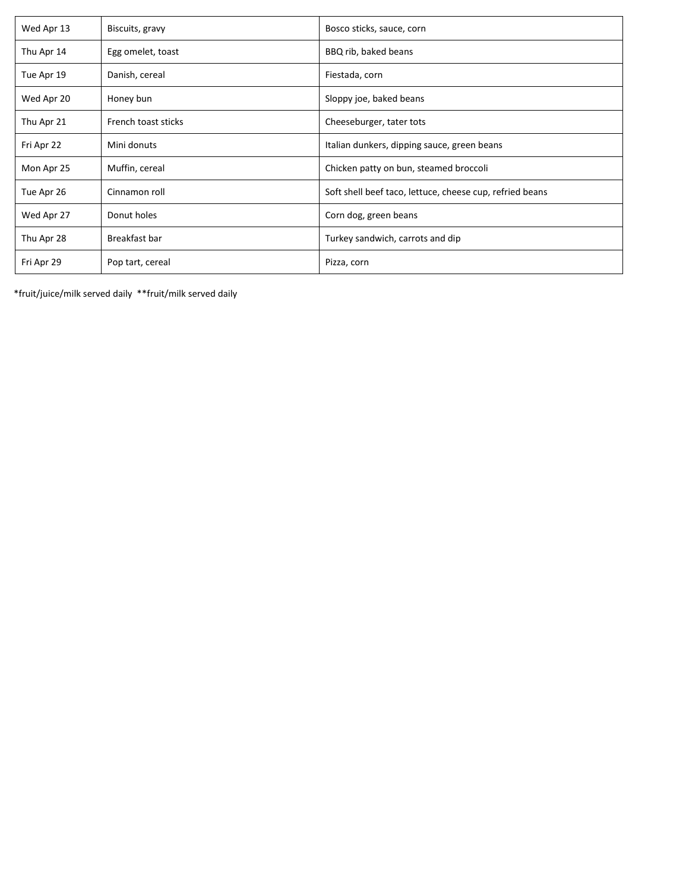| | | |
|---|---|---|
| Wed Apr 13 | Biscuits, gravy | Bosco sticks, sauce, corn |
| Thu Apr 14 | Egg omelet, toast | BBQ rib, baked beans |
| Tue Apr 19 | Danish, cereal | Fiestada, corn |
| Wed Apr 20 | Honey bun | Sloppy joe, baked beans |
| Thu Apr 21 | French toast sticks | Cheeseburger, tater tots |
| Fri Apr 22 | Mini donuts | Italian dunkers, dipping sauce, green beans |
| Mon Apr 25 | Muffin, cereal | Chicken patty on bun, steamed broccoli |
| Tue Apr 26 | Cinnamon roll | Soft shell beef taco, lettuce, cheese cup, refried beans |
| Wed Apr 27 | Donut holes | Corn dog, green beans |
| Thu Apr 28 | Breakfast bar | Turkey sandwich, carrots and dip |
| Fri Apr 29 | Pop tart, cereal | Pizza, corn |

*fruit/juice/milk served daily  **fruit/milk served daily